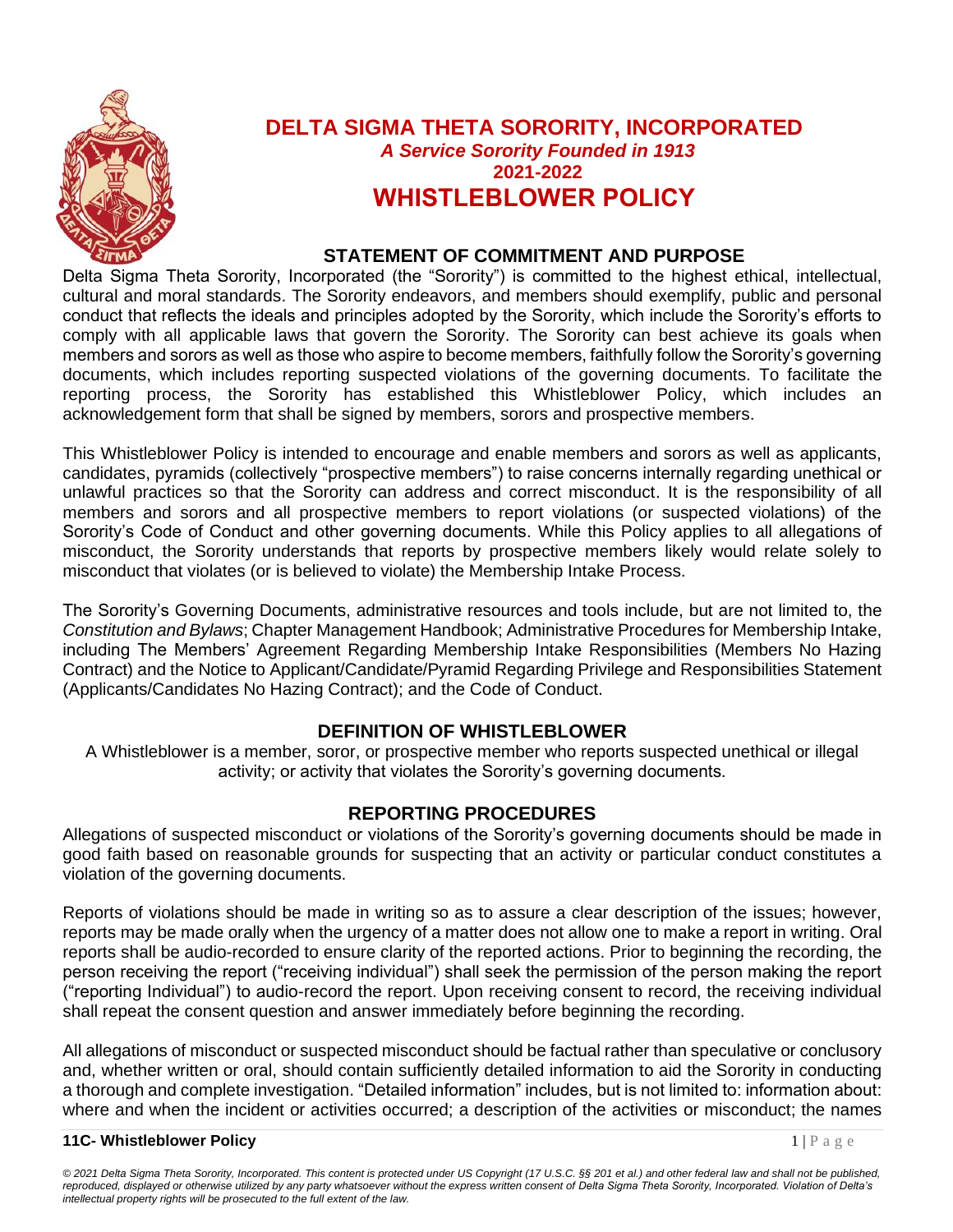# DELTA SIGMA THETA SORORITY, INCORPORATED

***A Service Sorority Founded in 1913***

**2021-2022**

# WHISTLEBLOWER POLICY

## STATEMENT OF COMMITMENT AND PURPOSE

Delta Sigma Theta Sorority, Incorporated (the "Sorority") is committed to the highest ethical, intellectual, cultural and moral standards. The Sorority endeavors, and members should exemplify, public and personal conduct that reflects the ideals and principles adopted by the Sorority, which include the Sorority's efforts to comply with all applicable laws that govern the Sorority. The Sorority can best achieve its goals when members and sorors as well as those who aspire to become members, faithfully follow the Sorority's governing documents, which includes reporting suspected violations of the governing documents. To facilitate the reporting process, the Sorority has established this Whistleblower Policy, which includes an acknowledgement form that shall be signed by members, sorors and prospective members.

This Whistleblower Policy is intended to encourage and enable members and sorors as well as applicants, candidates, pyramids (collectively "prospective members") to raise concerns internally regarding unethical or unlawful practices so that the Sorority can address and correct misconduct. It is the responsibility of all members and sorors and all prospective members to report violations (or suspected violations) of the Sorority's Code of Conduct and other governing documents. While this Policy applies to all allegations of misconduct, the Sorority understands that reports by prospective members likely would relate solely to misconduct that violates (or is believed to violate) the Membership Intake Process.

The Sorority's Governing Documents, administrative resources and tools include, but are not limited to, the *Constitution and Bylaws*; Chapter Management Handbook; Administrative Procedures for Membership Intake, including The Members' Agreement Regarding Membership Intake Responsibilities (Members No Hazing Contract) and the Notice to Applicant/Candidate/Pyramid Regarding Privilege and Responsibilities Statement (Applicants/Candidates No Hazing Contract); and the Code of Conduct.

## DEFINITION OF WHISTLEBLOWER

A Whistleblower is a member, soror, or prospective member who reports suspected unethical or illegal activity; or activity that violates the Sorority's governing documents.

## REPORTING PROCEDURES

Allegations of suspected misconduct or violations of the Sorority's governing documents should be made in good faith based on reasonable grounds for suspecting that an activity or particular conduct constitutes a violation of the governing documents.

Reports of violations should be made in writing so as to assure a clear description of the issues; however, reports may be made orally when the urgency of a matter does not allow one to make a report in writing. Oral reports shall be audio-recorded to ensure clarity of the reported actions. Prior to beginning the recording, the person receiving the report ("receiving individual") shall seek the permission of the person making the report ("reporting Individual") to audio-record the report. Upon receiving consent to record, the receiving individual shall repeat the consent question and answer immediately before beginning the recording.

All allegations of misconduct or suspected misconduct should be factual rather than speculative or conclusory and, whether written or oral, should contain sufficiently detailed information to aid the Sorority in conducting a thorough and complete investigation. "Detailed information" includes, but is not limited to: information about: where and when the incident or activities occurred; a description of the activities or misconduct; the names

*© 2021 Delta Sigma Theta Sorority, Incorporated. This content is protected under US Copyright (17 U.S.C. §§ 201 et al.) and other federal law and shall not be published, reproduced, displayed or otherwise utilized by any party whatsoever without the express written consent of Delta Sigma Theta Sorority, Incorporated. Violation of Delta's intellectual property rights will be prosecuted to the full extent of the law.*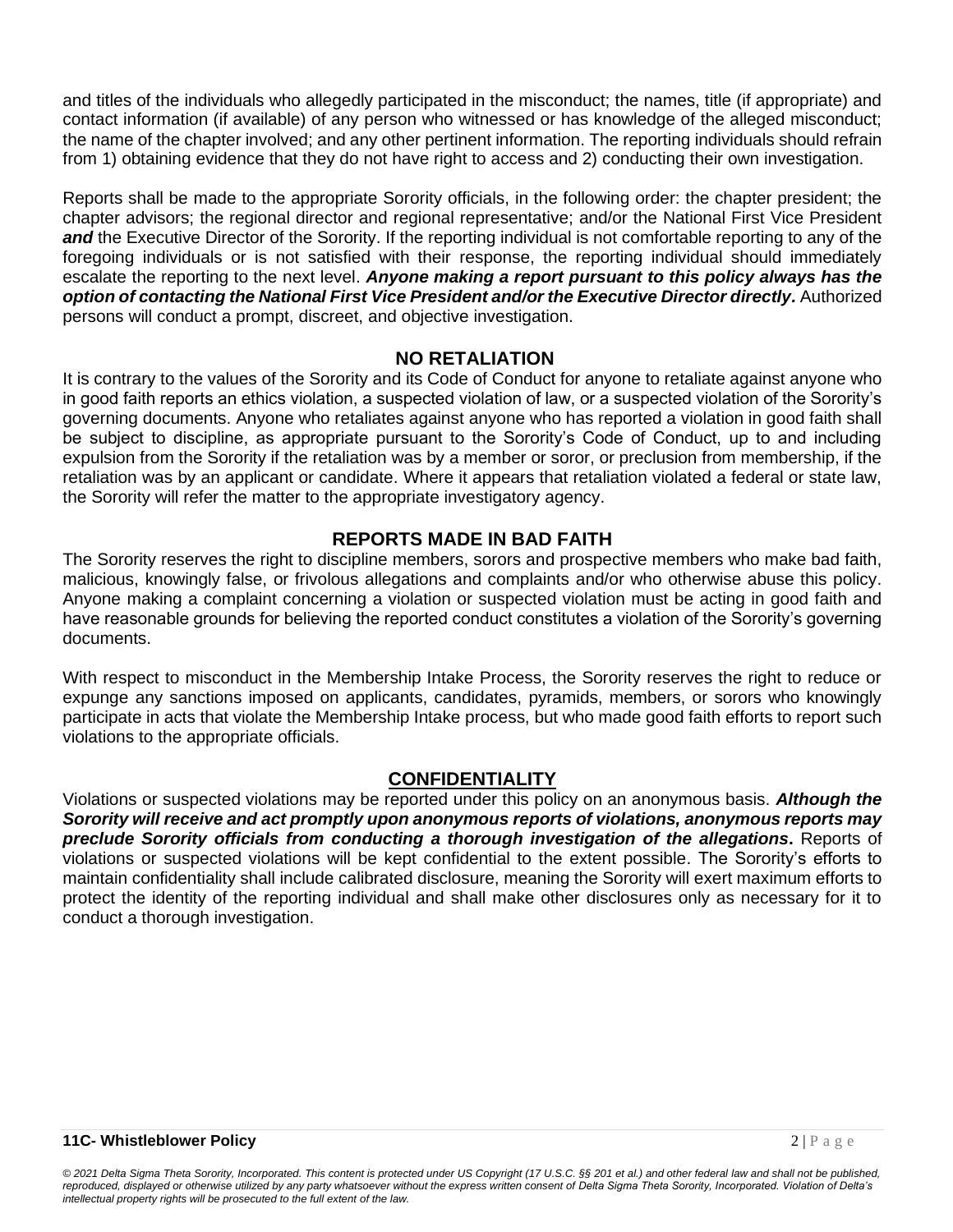and titles of the individuals who allegedly participated in the misconduct; the names, title (if appropriate) and contact information (if available) of any person who witnessed or has knowledge of the alleged misconduct; the name of the chapter involved; and any other pertinent information. The reporting individuals should refrain from 1) obtaining evidence that they do not have right to access and 2) conducting their own investigation.

Reports shall be made to the appropriate Sorority officials, in the following order: the chapter president; the chapter advisors; the regional director and regional representative; and/or the National First Vice President ***and*** the Executive Director of the Sorority. If the reporting individual is not comfortable reporting to any of the foregoing individuals or is not satisfied with their response, the reporting individual should immediately escalate the reporting to the next level. ***Anyone making a report pursuant to this policy always has the option of contacting the National First Vice President and/or the Executive Director directly.*** Authorized persons will conduct a prompt, discreet, and objective investigation.

## NO RETALIATION

It is contrary to the values of the Sorority and its Code of Conduct for anyone to retaliate against anyone who in good faith reports an ethics violation, a suspected violation of law, or a suspected violation of the Sorority's governing documents. Anyone who retaliates against anyone who has reported a violation in good faith shall be subject to discipline, as appropriate pursuant to the Sorority's Code of Conduct, up to and including expulsion from the Sorority if the retaliation was by a member or soror, or preclusion from membership, if the retaliation was by an applicant or candidate. Where it appears that retaliation violated a federal or state law, the Sorority will refer the matter to the appropriate investigatory agency.

## REPORTS MADE IN BAD FAITH

The Sorority reserves the right to discipline members, sorors and prospective members who make bad faith, malicious, knowingly false, or frivolous allegations and complaints and/or who otherwise abuse this policy. Anyone making a complaint concerning a violation or suspected violation must be acting in good faith and have reasonable grounds for believing the reported conduct constitutes a violation of the Sorority's governing documents.

With respect to misconduct in the Membership Intake Process, the Sorority reserves the right to reduce or expunge any sanctions imposed on applicants, candidates, pyramids, members, or sorors who knowingly participate in acts that violate the Membership Intake process, but who made good faith efforts to report such violations to the appropriate officials.

## CONFIDENTIALITY

Violations or suspected violations may be reported under this policy on an anonymous basis. ***Although the Sorority will receive and act promptly upon anonymous reports of violations, anonymous reports may preclude Sorority officials from conducting a thorough investigation of the allegations*****.** Reports of violations or suspected violations will be kept confidential to the extent possible. The Sorority's efforts to maintain confidentiality shall include calibrated disclosure, meaning the Sorority will exert maximum efforts to protect the identity of the reporting individual and shall make other disclosures only as necessary for it to conduct a thorough investigation.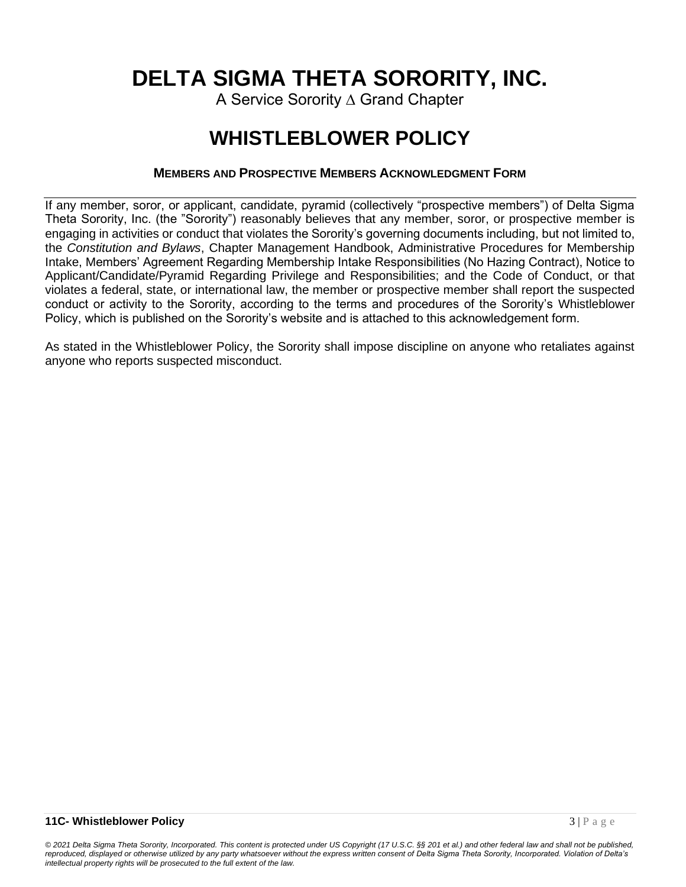# DELTA SIGMA THETA SORORITY, INC.

A Service Sorority $\Delta$ Grand Chapter

# WHISTLEBLOWER POLICY

### MEMBERS AND PROSPECTIVE MEMBERS ACKNOWLEDGMENT FORM

If any member, soror, or applicant, candidate, pyramid (collectively "prospective members") of Delta Sigma Theta Sorority, Inc. (the "Sorority") reasonably believes that any member, soror, or prospective member is engaging in activities or conduct that violates the Sorority's governing documents including, but not limited to, the *Constitution and Bylaws*, Chapter Management Handbook, Administrative Procedures for Membership Intake, Members' Agreement Regarding Membership Intake Responsibilities (No Hazing Contract), Notice to Applicant/Candidate/Pyramid Regarding Privilege and Responsibilities; and the Code of Conduct, or that violates a federal, state, or international law, the member or prospective member shall report the suspected conduct or activity to the Sorority, according to the terms and procedures of the Sorority's Whistleblower Policy, which is published on the Sorority's website and is attached to this acknowledgement form.

As stated in the Whistleblower Policy, the Sorority shall impose discipline on anyone who retaliates against anyone who reports suspected misconduct.

*© 2021 Delta Sigma Theta Sorority, Incorporated. This content is protected under US Copyright (17 U.S.C. §§ 201 et al.) and other federal law and shall not be published, reproduced, displayed or otherwise utilized by any party whatsoever without the express written consent of Delta Sigma Theta Sorority, Incorporated. Violation of Delta's intellectual property rights will be prosecuted to the full extent of the law.*